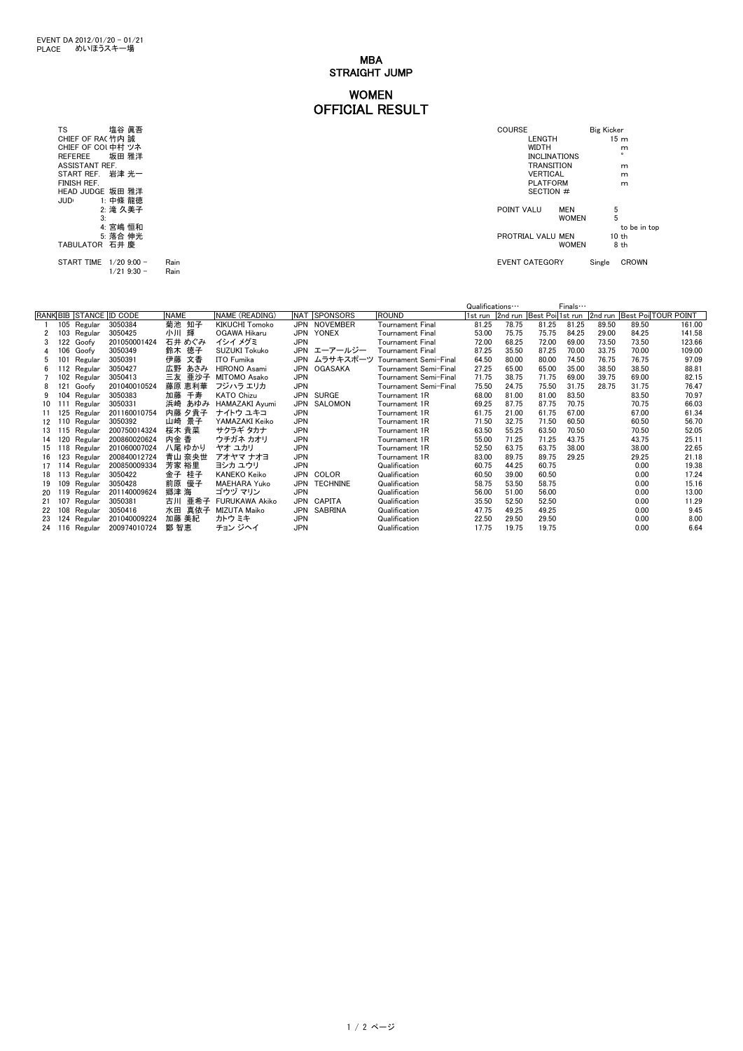EVENT DA 2012/01/20 - 01/21
PLACE　めいほうスキー場

# MBA
# STRAIGHT JUMP

## WOMEN
## OFFICIAL RESULT

TS　塩谷 眞吾
CHIEF OF RAC 竹内 誠
CHIEF OF COU 中村 ツネ
REFEREE　坂田 雅洋
ASSISTANT REF.
START REF.　岩津 光一
FINISH REF.
HEAD JUDGE 坂田 雅洋
JUDGE　1: 中條 龍徳
　2: 滝 久美子
　3:
　4: 宮嶋 恒和
　5: 落合 伸光
TABULATOR 石井 慶

START TIME 1/20 9:00 -　Rain
　1/21 9:30 -　Rain

COURSE　Big Kicker
LENGTH　15 m
WIDTH　m
INCLINATIONS　°
TRANSITION　m
VERTICAL　m
PLATFORM　m
SECTION #

POINT VALU　MEN　5
　WOMEN　5
　to be in top
PROTRIAL VALU MEN　10 th
　WOMEN　8 th

EVENT CATEGORY　Single　CROWN

| | | | | | | | | | Qualifications… | | | Finals… | | | |
|---|---|---|---|---|---|---|---|---|---|---|---|---|---|---|---|
| RANK | BIB | STANCE | ID CODE | NAME | NAME (READING) | NAT | SPONSORS | ROUND | 1st run | 2nd run | Best Poi | 1st run | 2nd run | Best Poi | TOUR POINT |
| 1 | 105 | Regular | 3050384 | 菊池 知子 | KIKUCHI Tomoko | JPN | NOVEMBER | Tournament Final | 81.25 | 78.75 | 81.25 | 81.25 | 89.50 | 89.50 | 161.00 |
| 2 | 103 | Regular | 3050425 | 小川 輝 | OGAWA Hikaru | JPN | YONEX | Tournament Final | 53.00 | 75.75 | 75.75 | 84.25 | 29.00 | 84.25 | 141.58 |
| 3 | 122 | Goofy | 201050001424 | 石井 めぐみ | イシイ メグミ | JPN | | Tournament Final | 72.00 | 68.25 | 72.00 | 69.00 | 73.50 | 73.50 | 123.66 |
| 4 | 106 | Goofy | 3050349 | 鈴木 徳子 | SUZUKI Tokuko | JPN | エーアールジー | Tournament Final | 87.25 | 35.50 | 87.25 | 70.00 | 33.75 | 70.00 | 109.00 |
| 5 | 101 | Regular | 3050391 | 伊藤 文香 | ITO Fumika | JPN | ムラサキスポーツ | Tournament Semi-Final | 64.50 | 80.00 | 80.00 | 74.50 | 76.75 | 76.75 | 97.09 |
| 6 | 112 | Regular | 3050427 | 広野 あさみ | HIRONO Asami | JPN | OGASAKA | Tournament Semi-Final | 27.25 | 65.00 | 65.00 | 35.00 | 38.50 | 38.50 | 88.81 |
| 7 | 102 | Regular | 3050413 | 三友 亜沙子 | MITOMO Asako | JPN | | Tournament Semi-Final | 71.75 | 38.75 | 71.75 | 69.00 | 39.75 | 69.00 | 82.15 |
| 8 | 121 | Goofy | 201040010524 | 藤原 恵利華 | フジハラ エリカ | JPN | | Tournament Semi-Final | 75.50 | 24.75 | 75.50 | 31.75 | 28.75 | 31.75 | 76.47 |
| 9 | 104 | Regular | 3050383 | 加藤 千寿 | KATO Chizu | JPN | SURGE | Tournament 1R | 68.00 | 81.00 | 81.00 | 83.50 | | 83.50 | 70.97 |
| 10 | 111 | Regular | 3050331 | 浜崎 あゆみ | HAMAZAKI Ayumi | JPN | SALOMON | Tournament 1R | 69.25 | 87.75 | 87.75 | 70.75 | | 70.75 | 66.03 |
| 11 | 125 | Regular | 201160010754 | 内藤 夕貴子 | ナイトウ ユキコ | JPN | | Tournament 1R | 61.75 | 21.00 | 61.75 | 67.00 | | 67.00 | 61.34 |
| 12 | 110 | Regular | 3050392 | 山崎 景子 | YAMAZAKI Keiko | JPN | | Tournament 1R | 71.50 | 32.75 | 71.50 | 60.50 | | 60.50 | 56.70 |
| 13 | 115 | Regular | 200750014324 | 桜木 貴菜 | サクラギ タカナ | JPN | | Tournament 1R | 63.50 | 55.25 | 63.50 | 70.50 | | 70.50 | 52.05 |
| 14 | 120 | Regular | 200860020624 | 内金 香 | ウチガネ カオリ | JPN | | Tournament 1R | 55.00 | 71.25 | 71.25 | 43.75 | | 43.75 | 25.11 |
| 15 | 118 | Regular | 201060007024 | 八尾 ゆかり | ヤオ ユカリ | JPN | | Tournament 1R | 52.50 | 63.75 | 63.75 | 38.00 | | 38.00 | 22.65 |
| 16 | 123 | Regular | 200840012724 | 青山 奈央世 | アオヤマ ナオヨ | JPN | | Tournament 1R | 83.00 | 89.75 | 89.75 | 29.25 | | 29.25 | 21.18 |
| 17 | 114 | Regular | 200850009334 | 芳家 裕里 | ヨシカ ユウリ | JPN | | Qualification | 60.75 | 44.25 | 60.75 | | | 0.00 | 19.38 |
| 18 | 113 | Regular | 3050422 | 金子 桂子 | KANEKO Keiko | JPN | COLOR | Qualification | 60.50 | 39.00 | 60.50 | | | 0.00 | 17.24 |
| 19 | 109 | Regular | 3050428 | 前原 優子 | MAEHARA Yuko | JPN | TECHNINE | Qualification | 58.75 | 53.50 | 58.75 | | | 0.00 | 15.16 |
| 20 | 119 | Regular | 201140009624 | 郷津 海 | ゴウヅ マリン | JPN | | Qualification | 56.00 | 51.00 | 56.00 | | | 0.00 | 13.00 |
| 21 | 107 | Regular | 3050381 | 古川 亜希子 | FURUKAWA Akiko | JPN | CAPITA | Qualification | 35.50 | 52.50 | 52.50 | | | 0.00 | 11.29 |
| 22 | 108 | Regular | 3050416 | 水田 真依子 | MIZUTA Maiko | JPN | SABRINA | Qualification | 47.75 | 49.25 | 49.25 | | | 0.00 | 9.45 |
| 23 | 124 | Regular | 201040009224 | 加藤 美紀 | カトウ ミキ | JPN | | Qualification | 22.50 | 29.50 | 29.50 | | | 0.00 | 8.00 |
| 24 | 116 | Regular | 200974010724 | 鄭 智恵 | チョン ジヘイ | JPN | | Qualification | 17.75 | 19.75 | 19.75 | | | 0.00 | 6.64 |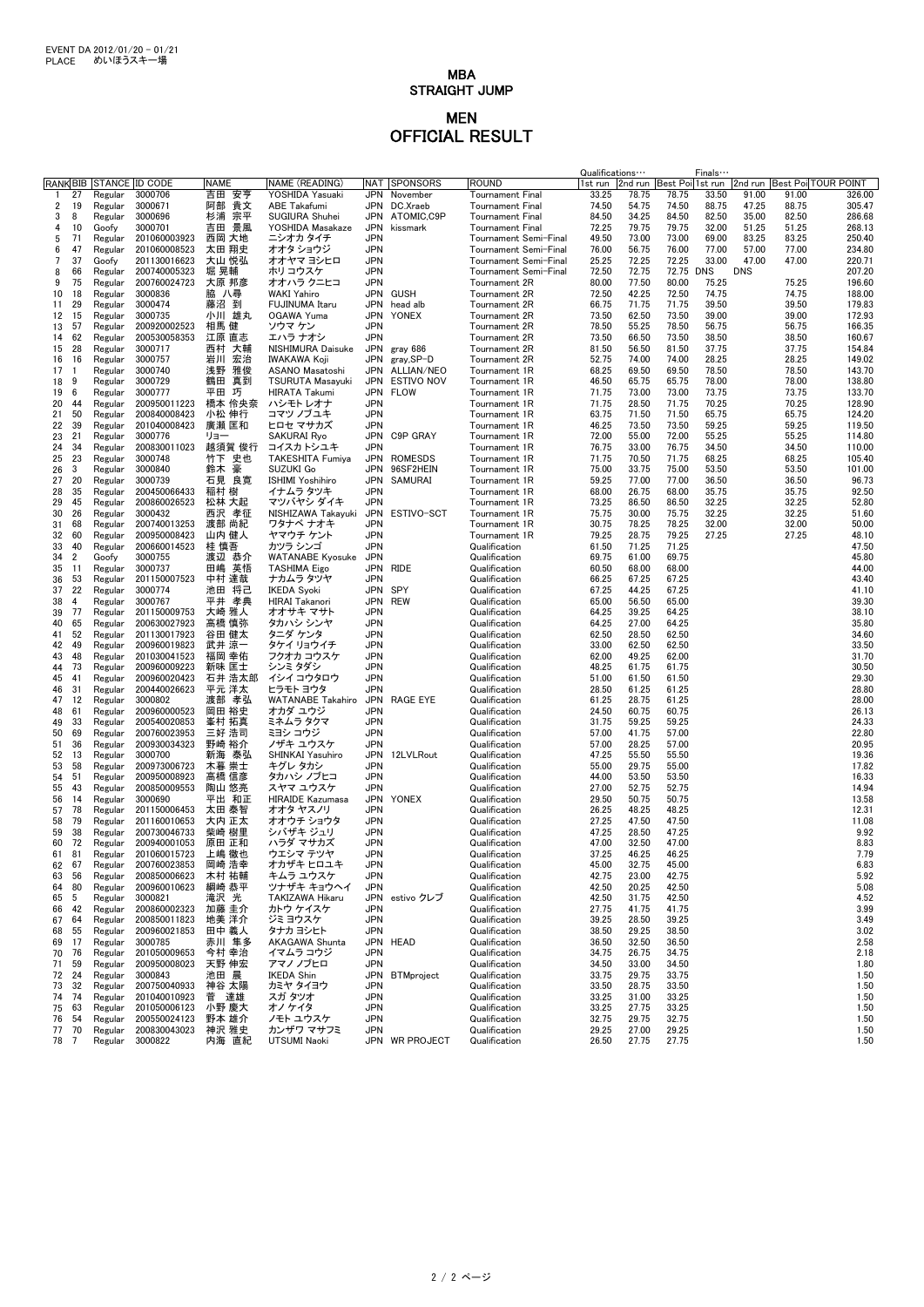EVENT DA 2012/01/20 - 01/21
PLACE めいほうスキー場

# MBA
# STRAIGHT JUMP

## MEN
## OFFICIAL RESULT

| RANK | BIB | STANCE | ID CODE | NAME | NAME (READING) | NAT | SPONSORS | ROUND | Qualifications… 1st run | 2nd run | Best Point | Finals… 1st run | 2nd run | Best Point | TOUR POINT |
|---|---|---|---|---|---|---|---|---|---|---|---|---|---|---|---|
| 1 | 27 | Regular | 3000706 | 吉田 安亨 | YOSHIDA Yasuaki | JPN | November | Tournament Final | 33.25 | 78.75 | 78.75 | 33.50 | 91.00 | 91.00 | 326.00 |
| 2 | 19 | Regular | 3000671 | 阿部 貴文 | ABE Takafumi | JPN | DC,Xraeb | Tournament Final | 74.50 | 54.75 | 74.50 | 88.75 | 47.25 | 88.75 | 305.47 |
| 3 | 8 | Regular | 3000696 | 杉浦 宗平 | SUGIURA Shuhei | JPN | ATOMIC,C9P | Tournament Final | 84.50 | 34.25 | 84.50 | 82.50 | 35.00 | 82.50 | 286.68 |
| 4 | 10 | Goofy | 3000701 | 吉田 景風 | YOSHIDA Masakaze | JPN | kissmark | Tournament Final | 72.25 | 79.75 | 79.75 | 32.00 | 51.25 | 51.25 | 268.13 |
| 5 | 71 | Regular | 201060003923 | 西岡 大地 | ニシオカ タイチ | JPN | | Tournament Semi-Final | 49.50 | 73.00 | 73.00 | 69.00 | 83.25 | 83.25 | 250.40 |
| 6 | 47 | Regular | 201060008523 | 太田 翔史 | オオタ ショウジ | JPN | | Tournament Semi-Final | 76.00 | 56.75 | 76.00 | 77.00 | 57.00 | 77.00 | 234.80 |
| 7 | 37 | Goofy | 201130016623 | 大山 悦弘 | オオヤマ ヨシヒロ | JPN | | Tournament Semi-Final | 25.25 | 72.25 | 72.25 | 33.00 | 47.00 | 47.00 | 220.71 |
| 8 | 66 | Regular | 200740005323 | 堀 晃輔 | ホリ コウスケ | JPN | | Tournament Semi-Final | 72.50 | 72.75 | 72.75 | DNS | DNS | | 207.20 |
| 9 | 75 | Regular | 200760024723 | 大原 邦彦 | オオハラ クニヒコ | JPN | | Tournament 2R | 80.00 | 77.50 | 80.00 | 75.25 | | 75.25 | 196.60 |
| 10 | 18 | Regular | 3000836 | 脇 八尋 | WAKI Yahiro | JPN | GUSH | Tournament 2R | 72.50 | 42.25 | 72.50 | 74.75 | | 74.75 | 188.00 |
| 11 | 29 | Regular | 3000474 | 藤沼 到 | FUJINUMA Itaru | JPN | head alb | Tournament 2R | 66.75 | 71.75 | 71.75 | 39.50 | | 39.50 | 179.83 |
| 12 | 15 | Regular | 3000735 | 小川 雄丸 | OGAWA Yuma | JPN | YONEX | Tournament 2R | 73.50 | 62.50 | 73.50 | 39.00 | | 39.00 | 172.93 |
| 13 | 57 | Regular | 200920002523 | 相馬 健 | ソウマ ケン | JPN | | Tournament 2R | 78.50 | 55.25 | 78.50 | 56.75 | | 56.75 | 166.35 |
| 14 | 62 | Regular | 200530058353 | 江原 直志 | エハラ ナオシ | JPN | | Tournament 2R | 73.50 | 66.50 | 73.50 | 38.50 | | 38.50 | 160.67 |
| 15 | 28 | Regular | 3000717 | 西村 大輔 | NISHIMURA Daisuke | JPN | gray 686 | Tournament 2R | 81.50 | 56.50 | 81.50 | 37.75 | | 37.75 | 154.84 |
| 16 | 16 | Regular | 3000757 | 岩川 宏治 | IWAKAWA Koji | JPN | gray,SP-D | Tournament 2R | 52.75 | 74.00 | 74.00 | 28.25 | | 28.25 | 149.02 |
| 17 | 1 | Regular | 3000740 | 浅野 雅俊 | ASANO Masatoshi | JPN | ALLIAN/NEO | Tournament 1R | 68.25 | 69.50 | 69.50 | 78.50 | | 78.50 | 143.70 |
| 18 | 9 | Regular | 3000729 | 鶴田 真到 | TSURUTA Masayuki | JPN | ESTIVO NOV | Tournament 1R | 46.50 | 65.75 | 65.75 | 78.00 | | 78.00 | 138.80 |
| 19 | 6 | Regular | 3000777 | 平田 巧 | HIRATA Takumi | JPN | FLOW | Tournament 1R | 71.75 | 73.00 | 73.00 | 73.75 | | 73.75 | 133.70 |
| 20 | 44 | Regular | 200950011223 | 橋本 伶央奈 | ハシモト レオナ | JPN | | Tournament 1R | 71.75 | 28.50 | 71.75 | 70.25 | | 70.25 | 128.90 |
| 21 | 50 | Regular | 200840008423 | 小松 伸行 | コマツ ノブユキ | JPN | | Tournament 1R | 63.75 | 71.50 | 71.50 | 65.75 | | 65.75 | 124.20 |
| 22 | 39 | Regular | 201040008423 | 廣瀬 匡和 | ヒロセ マサカズ | JPN | | Tournament 1R | 46.25 | 73.50 | 73.50 | 59.25 | | 59.25 | 119.50 |
| 23 | 21 | Regular | 3000776 | リョー | SAKURAI Ryo | JPN | C9P GRAY | Tournament 1R | 72.00 | 55.00 | 72.00 | 55.25 | | 55.25 | 114.80 |
| 24 | 34 | Regular | 200830011023 | 越須賀 俊行 | コイスカ トシユキ | JPN | | Tournament 1R | 76.75 | 33.00 | 76.75 | 34.50 | | 34.50 | 110.00 |
| 25 | 23 | Regular | 3000748 | 竹下 史也 | TAKESHITA Fumiya | JPN | ROMESDS | Tournament 1R | 71.75 | 70.50 | 71.75 | 68.25 | | 68.25 | 105.40 |
| 26 | 3 | Regular | 3000840 | 鈴木 豪 | SUZUKI Go | JPN | 96SF2HEIN | Tournament 1R | 75.00 | 33.75 | 75.00 | 53.50 | | 53.50 | 101.00 |
| 27 | 20 | Regular | 3000739 | 石見 良寛 | ISHIMI Yoshihiro | JPN | SAMURAI | Tournament 1R | 59.25 | 77.00 | 77.00 | 36.50 | | 36.50 | 96.73 |
| 28 | 35 | Regular | 200450066433 | 稲村 樹 | イナムラ タツキ | JPN | | Tournament 1R | 68.00 | 26.75 | 68.00 | 35.75 | | 35.75 | 92.50 |
| 29 | 45 | Regular | 200860026523 | 松林 大起 | マツバヤシ ダイキ | JPN | | Tournament 1R | 73.25 | 86.50 | 86.50 | 32.25 | | 32.25 | 52.80 |
| 30 | 26 | Regular | 3000432 | 西沢 孝征 | NISHIZAWA Takayuki | JPN | ESTIVO-SCT | Tournament 1R | 75.75 | 30.00 | 75.75 | 32.25 | | 32.25 | 51.60 |
| 31 | 68 | Regular | 200740013253 | 渡部 尚紀 | ワタナベ ナオキ | JPN | | Tournament 1R | 30.75 | 78.25 | 78.25 | 32.00 | | 32.00 | 50.00 |
| 32 | 60 | Regular | 200950008423 | 山内 健人 | ヤマウチ ケント | JPN | | Tournament 1R | 79.25 | 28.75 | 79.25 | 27.25 | | 27.25 | 48.10 |
| 33 | 40 | Regular | 200660014523 | 桂 慎吾 | カツラ シンゴ | JPN | | Qualification | 61.50 | 71.25 | 71.25 | | | | 47.50 |
| 34 | 2 | Goofy | 3000755 | 渡辺 恭介 | WATANABE Kyosuke | JPN | | Qualification | 69.75 | 61.00 | 69.75 | | | | 45.80 |
| 35 | 11 | Regular | 3000737 | 田嶋 英悟 | TASHIMA Eigo | JPN | RIDE | Qualification | 60.50 | 68.00 | 68.00 | | | | 44.00 |
| 36 | 53 | Regular | 201150007523 | 中村 達哉 | ナカムラ タツヤ | JPN | | Qualification | 66.25 | 67.25 | 67.25 | | | | 43.40 |
| 37 | 22 | Regular | 3000774 | 池田 将己 | IKEDA Syoki | JPN | SPY | Qualification | 67.25 | 44.25 | 67.25 | | | | 41.10 |
| 38 | 4 | Regular | 3000767 | 平井 孝典 | HIRAI Takanori | JPN | REW | Qualification | 65.00 | 56.50 | 65.00 | | | | 39.30 |
| 39 | 77 | Regular | 201150009753 | 大崎 雅人 | オオサキ マサト | JPN | | Qualification | 64.25 | 39.25 | 64.25 | | | | 38.10 |
| 40 | 65 | Regular | 200630027923 | 高橋 慎弥 | タカハシ シンヤ | JPN | | Qualification | 64.25 | 27.00 | 64.25 | | | | 35.80 |
| 41 | 52 | Regular | 201130017923 | 谷田 健太 | タニダ ケンタ | JPN | | Qualification | 62.50 | 28.50 | 62.50 | | | | 34.60 |
| 42 | 49 | Regular | 200960019823 | 武井 涼一 | タケイ リョウイチ | JPN | | Qualification | 33.00 | 62.50 | 62.50 | | | | 33.50 |
| 43 | 48 | Regular | 201030041523 | 福岡 幸佑 | フクオカ コウスケ | JPN | | Qualification | 62.00 | 49.25 | 62.00 | | | | 31.70 |
| 44 | 73 | Regular | 200960009223 | 新味 匡士 | シンミ タダシ | JPN | | Qualification | 48.25 | 61.75 | 61.75 | | | | 30.50 |
| 45 | 41 | Regular | 200960020423 | 石井 浩太郎 | イシイ コウタロウ | JPN | | Qualification | 51.00 | 61.50 | 61.50 | | | | 29.30 |
| 46 | 31 | Regular | 200440026623 | 平元 洋太 | ヒラモト ヨウタ | JPN | | Qualification | 28.50 | 61.25 | 61.25 | | | | 28.80 |
| 47 | 12 | Regular | 3000802 | 渡部 孝弘 | WATANABE Takahiro | JPN | RAGE EYE | Qualification | 61.25 | 28.75 | 61.25 | | | | 28.00 |
| 48 | 61 | Regular | 200960000523 | 岡田 裕史 | オカダ ユウジ | JPN | | Qualification | 24.50 | 60.75 | 60.75 | | | | 26.13 |
| 49 | 33 | Regular | 200540020853 | 峯村 拓真 | ミネムラ タクマ | JPN | | Qualification | 31.75 | 59.25 | 59.25 | | | | 24.33 |
| 50 | 69 | Regular | 200760023953 | 三好 浩司 | ミヨシ コウジ | JPN | | Qualification | 57.00 | 41.75 | 57.00 | | | | 22.80 |
| 51 | 36 | Regular | 200930034323 | 野崎 裕介 | ノザキ ユウスケ | JPN | | Qualification | 57.00 | 28.25 | 57.00 | | | | 20.95 |
| 52 | 13 | Regular | 3000700 | 新海 泰弘 | SHINKAI Yasuhiro | JPN | 12LVLRout | Qualification | 47.25 | 55.50 | 55.50 | | | | 19.36 |
| 53 | 58 | Regular | 200973006723 | 木暮 崇士 | キグレ タカシ | JPN | | Qualification | 55.00 | 29.75 | 55.00 | | | | 17.82 |
| 54 | 51 | Regular | 200950008923 | 高橋 信彦 | タカハシ ノブヒコ | JPN | | Qualification | 44.00 | 53.50 | 53.50 | | | | 16.33 |
| 55 | 43 | Regular | 200850009553 | 陶山 悠亮 | スヤマ ユウスケ | JPN | | Qualification | 27.00 | 52.75 | 52.75 | | | | 14.94 |
| 56 | 14 | Regular | 3000690 | 平出 和正 | HIRAIDE Kazumasa | JPN | YONEX | Qualification | 29.50 | 50.75 | 50.75 | | | | 13.58 |
| 57 | 78 | Regular | 201150006453 | 太田 泰智 | オオタ ヤスノリ | JPN | | Qualification | 26.25 | 48.25 | 48.25 | | | | 12.31 |
| 58 | 79 | Regular | 201160010653 | 大内 正太 | オオウチ ショウタ | JPN | | Qualification | 27.25 | 47.50 | 47.50 | | | | 11.08 |
| 59 | 38 | Regular | 200730046733 | 柴崎 樹里 | シバザキ ジュリ | JPN | | Qualification | 47.25 | 28.50 | 47.25 | | | | 9.92 |
| 60 | 72 | Regular | 200940001053 | 原田 正和 | ハラダ マサカズ | JPN | | Qualification | 47.00 | 32.50 | 47.00 | | | | 8.83 |
| 61 | 81 | Regular | 201060015723 | 上嶋 徹也 | ウエシマ テツヤ | JPN | | Qualification | 37.25 | 46.25 | 46.25 | | | | 7.79 |
| 62 | 67 | Regular | 200760023853 | 岡崎 浩幸 | オカザキ ヒロユキ | JPN | | Qualification | 45.00 | 32.75 | 45.00 | | | | 6.83 |
| 63 | 56 | Regular | 200850006623 | 木村 祐輔 | キムラ ユウスケ | JPN | | Qualification | 42.75 | 23.00 | 42.75 | | | | 5.92 |
| 64 | 80 | Regular | 200960010623 | 綱崎 恭平 | ツナザキ キョウヘイ | JPN | | Qualification | 42.50 | 20.25 | 42.50 | | | | 5.08 |
| 65 | 5 | Regular | 3000821 | 滝沢 光 | TAKIZAWA Hikaru | JPN | estivo クレブ | Qualification | 42.50 | 31.75 | 42.50 | | | | 4.52 |
| 66 | 42 | Regular | 200860002323 | 加藤 圭介 | カトウ ケイスケ | JPN | | Qualification | 27.75 | 41.75 | 41.75 | | | | 3.99 |
| 67 | 64 | Regular | 200850011823 | 地美 洋介 | ジミ ヨウスケ | JPN | | Qualification | 39.25 | 28.50 | 39.25 | | | | 3.49 |
| 68 | 55 | Regular | 200960021853 | 田中 義人 | タナカ ヨシヒト | JPN | | Qualification | 38.50 | 29.25 | 38.50 | | | | 3.02 |
| 69 | 17 | Regular | 3000785 | 赤川 隼多 | AKAGAWA Shunta | JPN | HEAD | Qualification | 36.50 | 32.50 | 36.50 | | | | 2.58 |
| 70 | 76 | Regular | 201050009653 | 今村 幸治 | イマムラ コウジ | JPN | | Qualification | 34.75 | 26.75 | 34.75 | | | | 2.18 |
| 71 | 59 | Regular | 200950008023 | 天野 伸宏 | アマノ ノブヒロ | JPN | | Qualification | 34.50 | 33.00 | 34.50 | | | | 1.80 |
| 72 | 24 | Regular | 3000843 | 池田 晨 | IKEDA Shin | JPN | BTMproject | Qualification | 33.75 | 29.75 | 33.75 | | | | 1.50 |
| 73 | 32 | Regular | 200750040933 | 神谷 太陽 | カミヤ タイヨウ | JPN | | Qualification | 33.50 | 28.75 | 33.50 | | | | 1.50 |
| 74 | 74 | Regular | 201040010923 | 菅 達雄 | スガ タツオ | JPN | | Qualification | 33.25 | 31.00 | 33.25 | | | | 1.50 |
| 75 | 63 | Regular | 201050006123 | 小野 慶大 | オノ ケイタ | JPN | | Qualification | 33.25 | 27.75 | 33.25 | | | | 1.50 |
| 76 | 54 | Regular | 200550024123 | 野本 雄介 | ノモト ユウスケ | JPN | | Qualification | 32.75 | 29.75 | 32.75 | | | | 1.50 |
| 77 | 70 | Regular | 200830043023 | 神沢 雅史 | カンザワ マサフミ | JPN | | Qualification | 29.25 | 27.00 | 29.25 | | | | 1.50 |
| 78 | 7 | Regular | 3000822 | 内海 直紀 | UTSUMI Naoki | JPN | WR PROJECT | Qualification | 26.50 | 27.75 | 27.75 | | | | 1.50 |